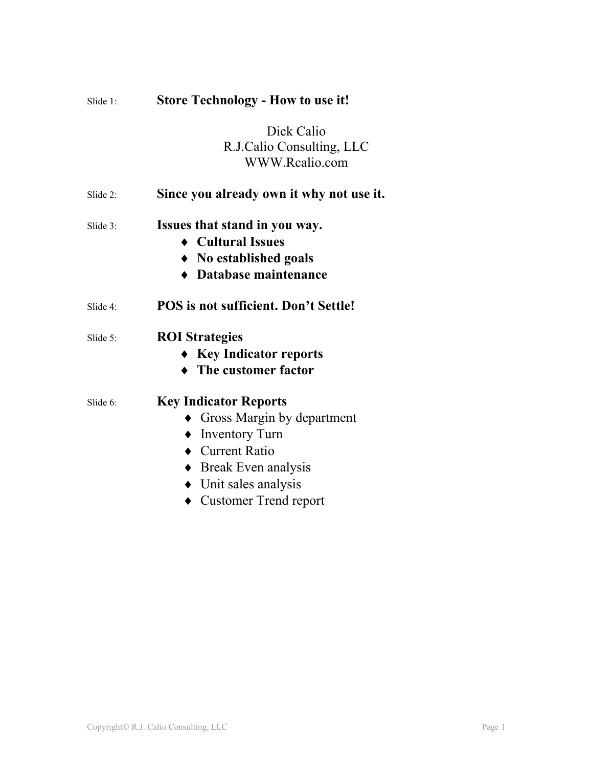Slide 1: **Store Technology - How to use it!**

Dick Calio
R.J.Calio Consulting, LLC
WWW.Rcalio.com

Slide 2: **Since you already own it why not use it.**

Slide 3: **Issues that stand in you way.**

- **Cultural Issues**
- **No established goals**
- **Database maintenance**

Slide 4: **POS is not sufficient. Don't Settle!**

Slide 5: **ROI Strategies**

- **Key Indicator reports**
- **The customer factor**

Slide 6: **Key Indicator Reports**

- Gross Margin by department
- Inventory Turn
- Current Ratio
- Break Even analysis
- Unit sales analysis
- Customer Trend report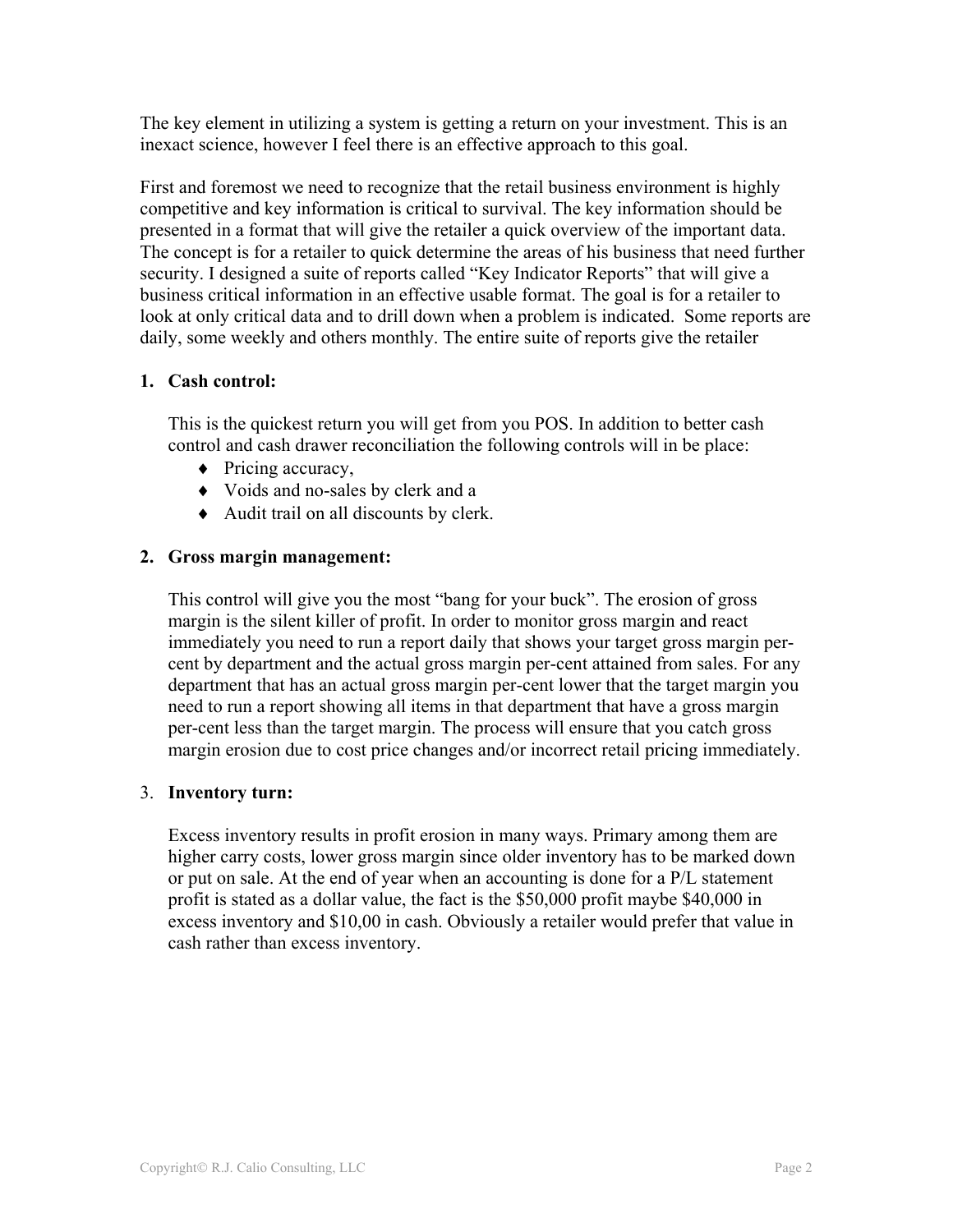The key element in utilizing a system is getting a return on your investment. This is an inexact science, however I feel there is an effective approach to this goal.

First and foremost we need to recognize that the retail business environment is highly competitive and key information is critical to survival. The key information should be presented in a format that will give the retailer a quick overview of the important data. The concept is for a retailer to quick determine the areas of his business that need further security. I designed a suite of reports called "Key Indicator Reports" that will give a business critical information in an effective usable format. The goal is for a retailer to look at only critical data and to drill down when a problem is indicated. Some reports are daily, some weekly and others monthly. The entire suite of reports give the retailer

1. **Cash control:**

   This is the quickest return you will get from you POS. In addition to better cash control and cash drawer reconciliation the following controls will in be place:
   - Pricing accuracy,
   - Voids and no-sales by clerk and a
   - Audit trail on all discounts by clerk.

2. **Gross margin management:**

   This control will give you the most "bang for your buck". The erosion of gross margin is the silent killer of profit. In order to monitor gross margin and react immediately you need to run a report daily that shows your target gross margin per-cent by department and the actual gross margin per-cent attained from sales. For any department that has an actual gross margin per-cent lower that the target margin you need to run a report showing all items in that department that have a gross margin per-cent less than the target margin. The process will ensure that you catch gross margin erosion due to cost price changes and/or incorrect retail pricing immediately.

3. **Inventory turn:**

   Excess inventory results in profit erosion in many ways. Primary among them are higher carry costs, lower gross margin since older inventory has to be marked down or put on sale. At the end of year when an accounting is done for a P/L statement profit is stated as a dollar value, the fact is the $50,000 profit maybe $40,000 in excess inventory and $10,00 in cash. Obviously a retailer would prefer that value in cash rather than excess inventory.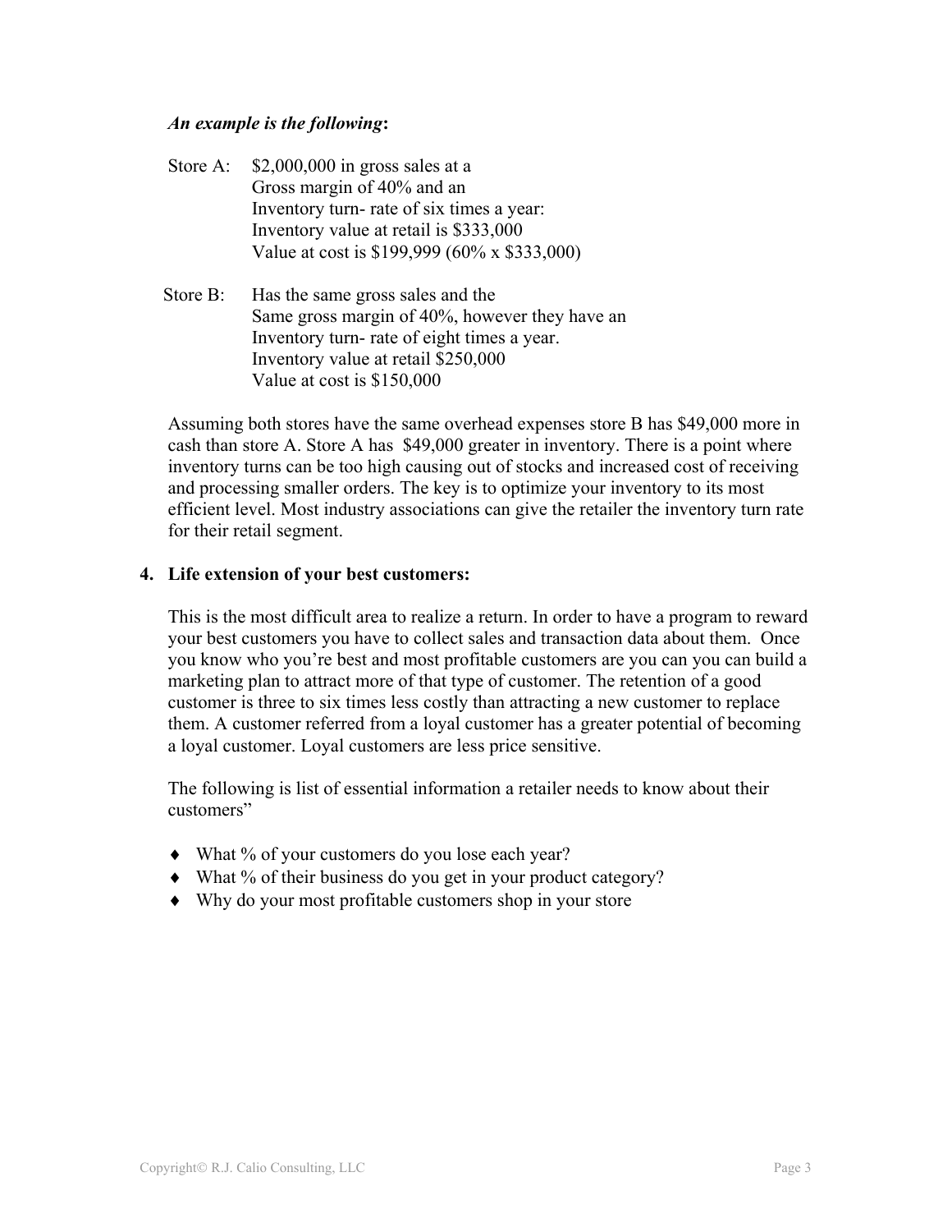***An example is the following*:**

Store A: $2,000,000 in gross sales at a
Gross margin of 40% and an
Inventory turn- rate of six times a year:
Inventory value at retail is $333,000
Value at cost is $199,999 (60% x $333,000)

Store B: Has the same gross sales and the
Same gross margin of 40%, however they have an
Inventory turn- rate of eight times a year.
Inventory value at retail $250,000
Value at cost is $150,000

Assuming both stores have the same overhead expenses store B has $49,000 more in cash than store A. Store A has $49,000 greater in inventory. There is a point where inventory turns can be too high causing out of stocks and increased cost of receiving and processing smaller orders. The key is to optimize your inventory to its most efficient level. Most industry associations can give the retailer the inventory turn rate for their retail segment.

**4. Life extension of your best customers:**

This is the most difficult area to realize a return. In order to have a program to reward your best customers you have to collect sales and transaction data about them. Once you know who you're best and most profitable customers are you can you can build a marketing plan to attract more of that type of customer. The retention of a good customer is three to six times less costly than attracting a new customer to replace them. A customer referred from a loyal customer has a greater potential of becoming a loyal customer. Loyal customers are less price sensitive.

The following is list of essential information a retailer needs to know about their customers"

- What % of your customers do you lose each year?
- What % of their business do you get in your product category?
- Why do your most profitable customers shop in your store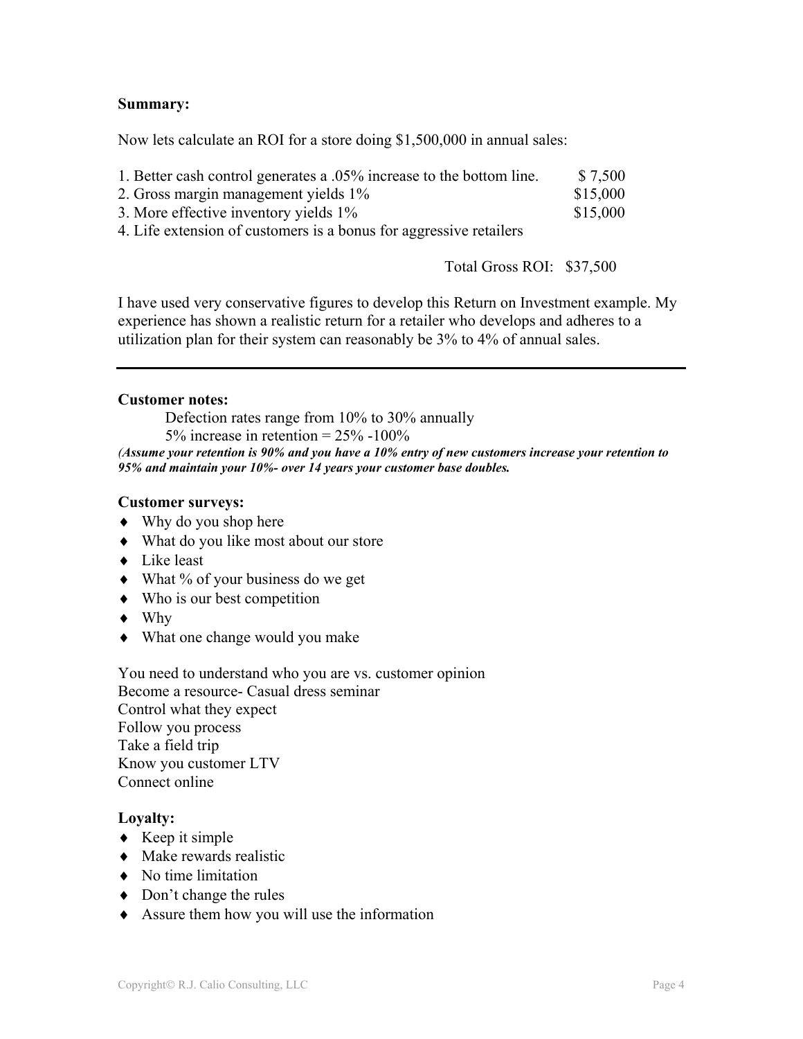**Summary:**

Now lets calculate an ROI for a store doing $1,500,000 in annual sales:

| | |
|---|---|
| 1. Better cash control generates a .05% increase to the bottom line. | $ 7,500 |
| 2. Gross margin management yields 1% | $15,000 |
| 3. More effective inventory yields 1% | $15,000 |
| 4. Life extension of customers is a bonus for aggressive retailers | |
| Total Gross ROI: | $37,500 |

I have used very conservative figures to develop this Return on Investment example. My experience has shown a realistic return for a retailer who develops and adheres to a utilization plan for their system can reasonably be 3% to 4% of annual sales.

---

**Customer notes:**

Defection rates range from 10% to 30% annually

5% increase in retention = 25% -100%

***(Assume your retention is 90% and you have a 10% entry of new customers increase your retention to 95% and maintain your 10%- over 14 years your customer base doubles.***

**Customer surveys:**

- Why do you shop here
- What do you like most about our store
- Like least
- What % of your business do we get
- Who is our best competition
- Why
- What one change would you make

You need to understand who you are vs. customer opinion
Become a resource- Casual dress seminar
Control what they expect
Follow you process
Take a field trip
Know you customer LTV
Connect online

**Loyalty:**

- Keep it simple
- Make rewards realistic
- No time limitation
- Don't change the rules
- Assure them how you will use the information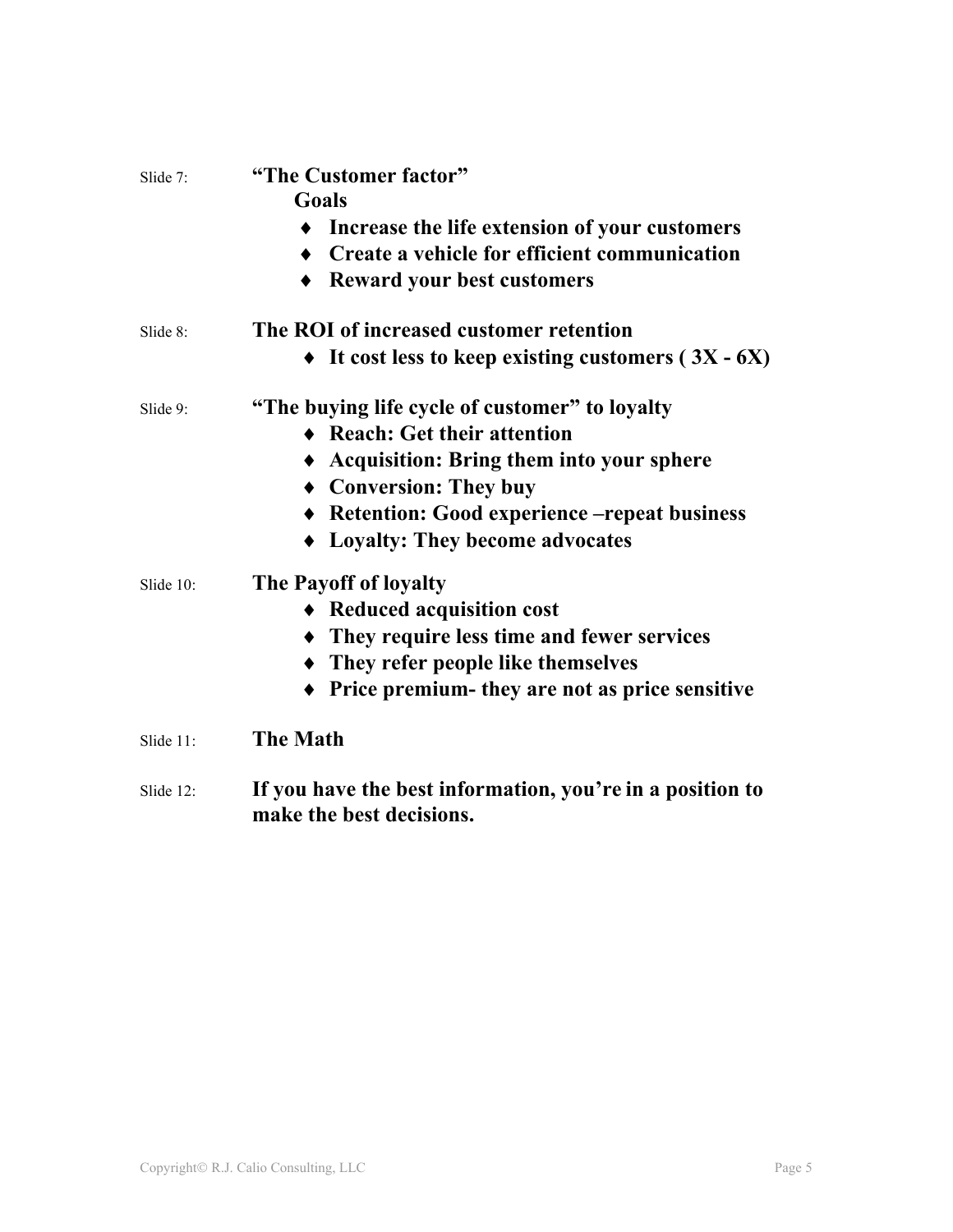Slide 7: **"The Customer factor"**

**Goals**

- **Increase the life extension of your customers**
- **Create a vehicle for efficient communication**
- **Reward your best customers**

Slide 8: **The ROI of increased customer retention**

- **It cost less to keep existing customers ( 3X - 6X)**

Slide 9: **"The buying life cycle of customer" to loyalty**

- **Reach: Get their attention**
- **Acquisition: Bring them into your sphere**
- **Conversion: They buy**
- **Retention: Good experience –repeat business**
- **Loyalty: They become advocates**

Slide 10: **The Payoff of loyalty**

- **Reduced acquisition cost**
- **They require less time and fewer services**
- **They refer people like themselves**
- **Price premium- they are not as price sensitive**

Slide 11: **The Math**

Slide 12: **If you have the best information, you're in a position to make the best decisions.**

Copyright© R.J. Calio Consulting, LLC